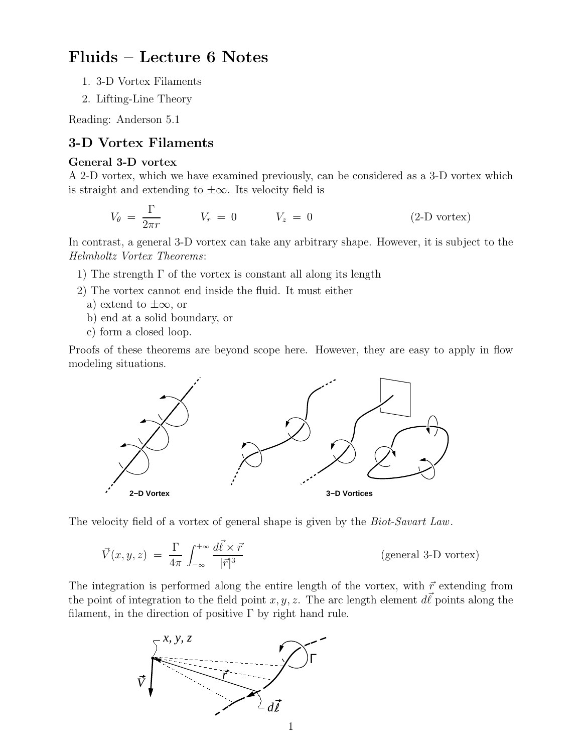# Fluids – Lecture 6 Notes

1. 3-D Vortex Filaments
2. Lifting-Line Theory

Reading: Anderson 5.1

## 3-D Vortex Filaments

### General 3-D vortex

A 2-D vortex, which we have examined previously, can be considered as a 3-D vortex which is straight and extending to $\pm\infty$. Its velocity field is

$$V_\theta = \frac{\Gamma}{2\pi r} \qquad V_r = 0 \qquad V_z = 0 \qquad \text{(2-D vortex)}$$

In contrast, a general 3-D vortex can take any arbitrary shape. However, it is subject to the *Helmholtz Vortex Theorems*:

1) The strength $\Gamma$ of the vortex is constant all along its length
2) The vortex cannot end inside the fluid. It must either
   a) extend to $\pm\infty$, or
   b) end at a solid boundary, or
   c) form a closed loop.

Proofs of these theorems are beyond scope here. However, they are easy to apply in flow modeling situations.

2–D Vortex

3–D Vortices

The velocity field of a vortex of general shape is given by the *Biot-Savart Law*.

$$\vec{V}(x,y,z) = \frac{\Gamma}{4\pi} \int_{-\infty}^{+\infty} \frac{d\vec{\ell} \times \vec{r}}{|\vec{r}|^3} \qquad \text{(general 3-D vortex)}$$

The integration is performed along the entire length of the vortex, with $\vec{r}$ extending from the point of integration to the field point $x, y, z$. The arc length element $d\vec{\ell}$ points along the filament, in the direction of positive $\Gamma$ by right hand rule.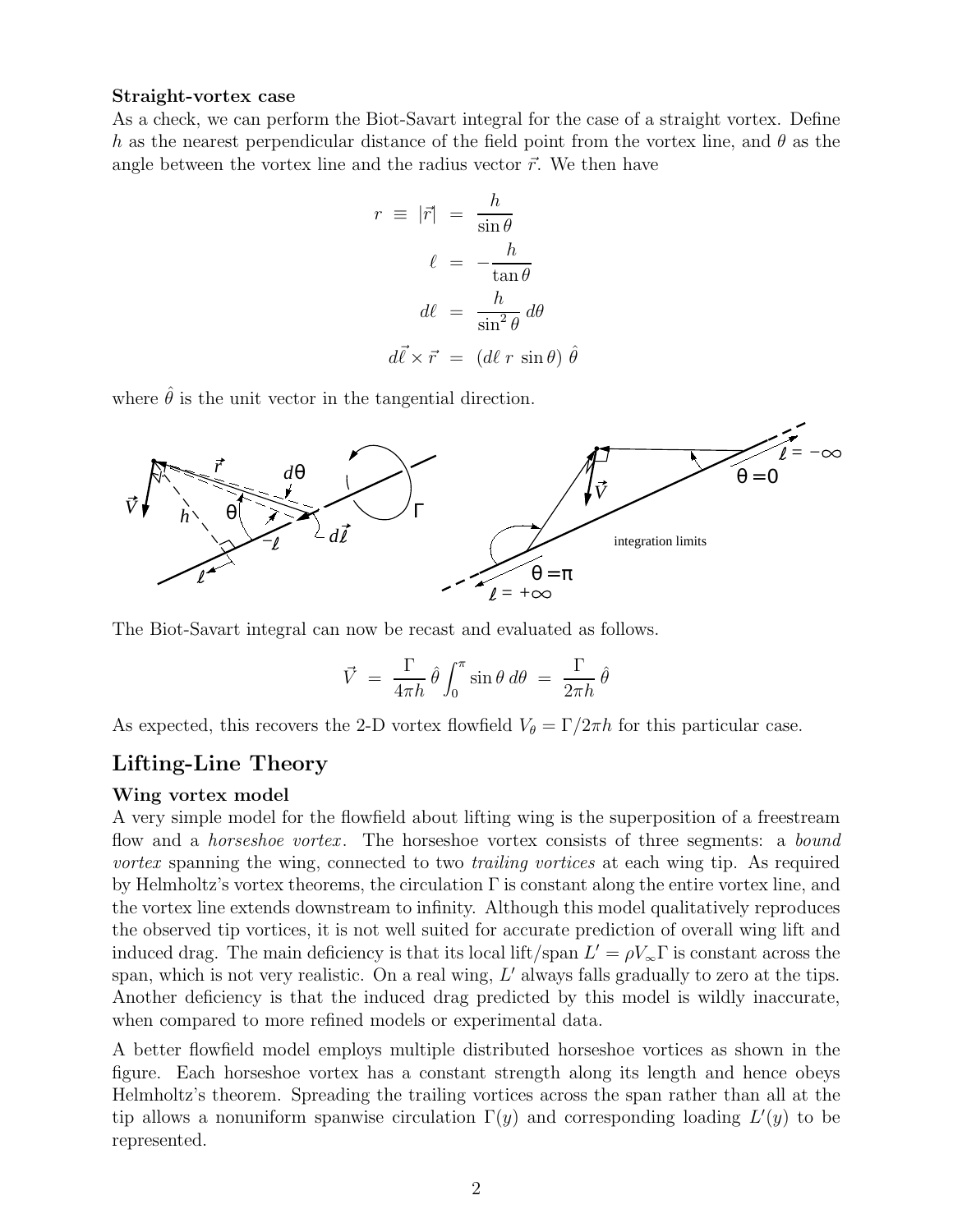**Straight-vortex case**

As a check, we can perform the Biot-Savart integral for the case of a straight vortex. Define $h$ as the nearest perpendicular distance of the field point from the vortex line, and $\theta$ as the angle between the vortex line and the radius vector $\vec{r}$. We then have

$$
\begin{aligned}
r \equiv |\vec{r}| &= \frac{h}{\sin\theta} \\
\ell &= -\frac{h}{\tan\theta} \\
d\ell &= \frac{h}{\sin^2\theta}\, d\theta \\
d\vec{\ell} \times \vec{r} &= (d\ell \; r \; \sin\theta)\; \hat{\theta}
\end{aligned}
$$

where $\hat{\theta}$ is the unit vector in the tangential direction.

The Biot-Savart integral can now be recast and evaluated as follows.

$$
\vec{V} \;=\; \frac{\Gamma}{4\pi h}\,\hat{\theta}\int_0^\pi \sin\theta \, d\theta \;=\; \frac{\Gamma}{2\pi h}\,\hat{\theta}
$$

As expected, this recovers the 2-D vortex flowfield $V_\theta = \Gamma/2\pi h$ for this particular case.

## Lifting-Line Theory

**Wing vortex model**

A very simple model for the flowfield about lifting wing is the superposition of a freestream flow and a *horseshoe vortex*. The horseshoe vortex consists of three segments: a *bound vortex* spanning the wing, connected to two *trailing vortices* at each wing tip. As required by Helmholtz's vortex theorems, the circulation $\Gamma$ is constant along the entire vortex line, and the vortex line extends downstream to infinity. Although this model qualitatively reproduces the observed tip vortices, it is not well suited for accurate prediction of overall wing lift and induced drag. The main deficiency is that its local lift/span $L' = \rho V_\infty \Gamma$ is constant across the span, which is not very realistic. On a real wing, $L'$ always falls gradually to zero at the tips. Another deficiency is that the induced drag predicted by this model is wildly inaccurate, when compared to more refined models or experimental data.

A better flowfield model employs multiple distributed horseshoe vortices as shown in the figure. Each horseshoe vortex has a constant strength along its length and hence obeys Helmholtz's theorem. Spreading the trailing vortices across the span rather than all at the tip allows a nonuniform spanwise circulation $\Gamma(y)$ and corresponding loading $L'(y)$ to be represented.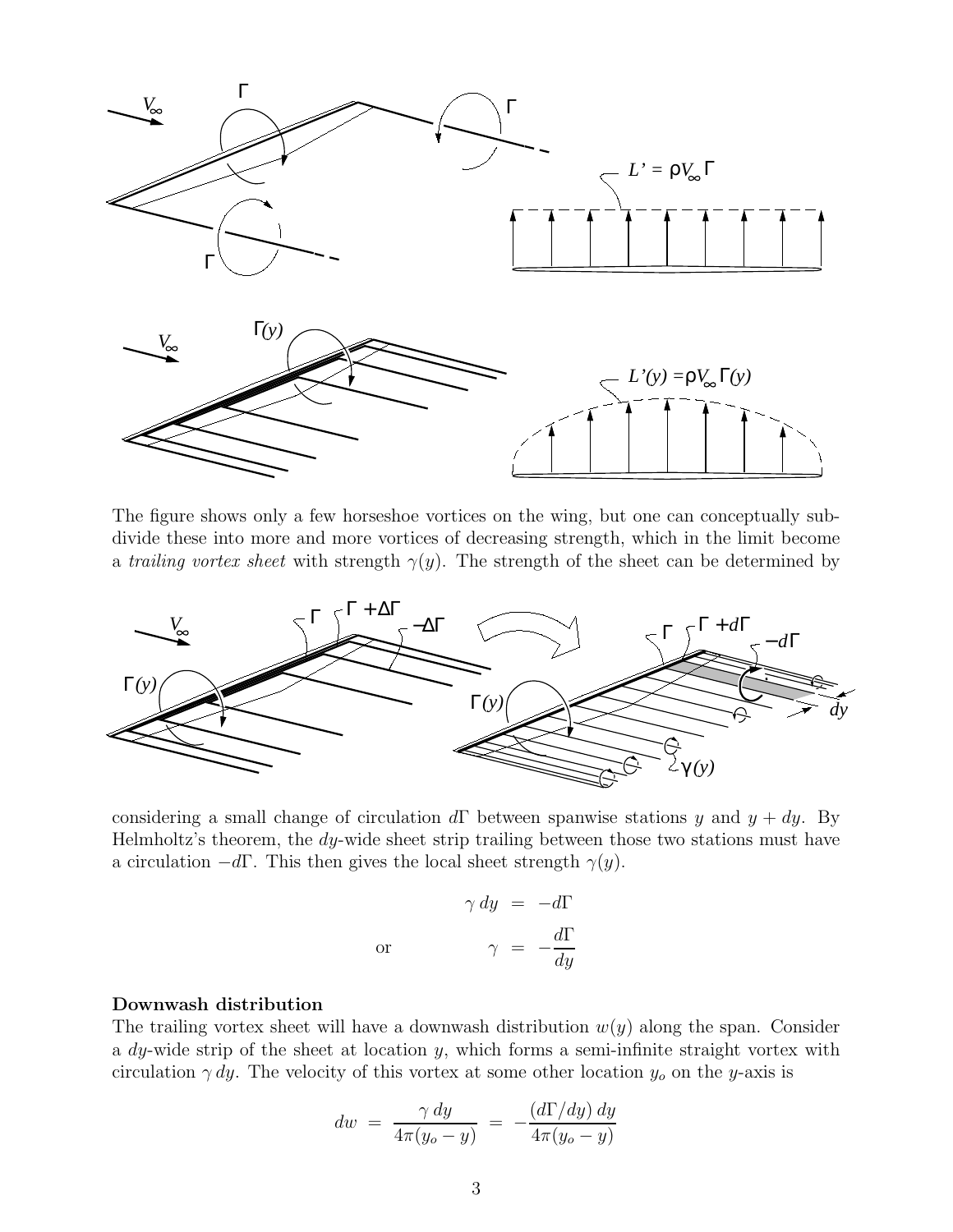The figure shows only a few horseshoe vortices on the wing, but one can conceptually subdivide these into more and more vortices of decreasing strength, which in the limit become a *trailing vortex sheet* with strength $\gamma(y)$. The strength of the sheet can be determined by

considering a small change of circulation $d\Gamma$ between spanwise stations $y$ and $y + dy$. By Helmholtz's theorem, the $dy$-wide sheet strip trailing between those two stations must have a circulation $-d\Gamma$. This then gives the local sheet strength $\gamma(y)$.

$$\gamma \, dy = -d\Gamma$$

$$\text{or} \qquad \gamma = -\frac{d\Gamma}{dy}$$

**Downwash distribution**

The trailing vortex sheet will have a downwash distribution $w(y)$ along the span. Consider a $dy$-wide strip of the sheet at location $y$, which forms a semi-infinite straight vortex with circulation $\gamma \, dy$. The velocity of this vortex at some other location $y_o$ on the $y$-axis is

$$dw = \frac{\gamma \, dy}{4\pi(y_o - y)} = -\frac{(d\Gamma/dy) \, dy}{4\pi(y_o - y)}$$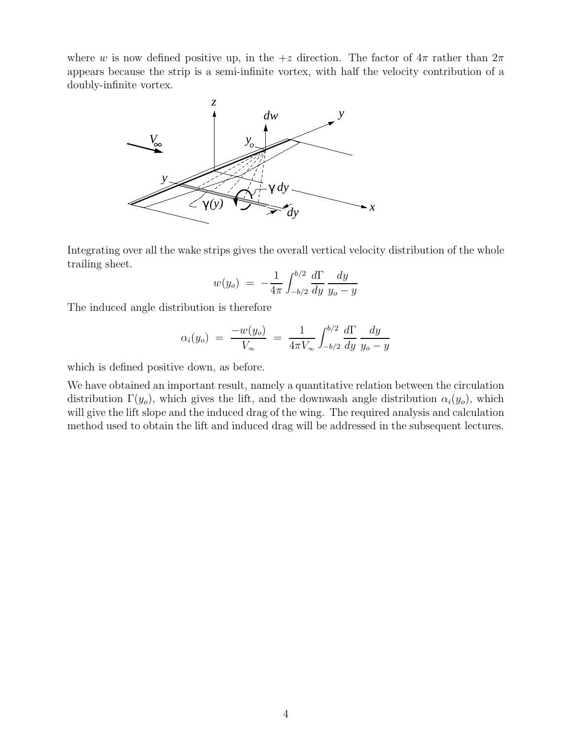where $w$ is now defined positive up, in the $+z$ direction. The factor of $4\pi$ rather than $2\pi$ appears because the strip is a semi-infinite vortex, with half the velocity contribution of a doubly-infinite vortex.

z

dw

y

$V_\infty$

$y_o$

y

γ dy

x

γ(y)

dy

Integrating over all the wake strips gives the overall vertical velocity distribution of the whole trailing sheet.

$$w(y_o) \;=\; -\frac{1}{4\pi} \int_{-b/2}^{b/2} \frac{d\Gamma}{dy} \, \frac{dy}{y_o - y}$$

The induced angle distribution is therefore

$$\alpha_i(y_o) \;=\; \frac{-w(y_o)}{V_\infty} \;=\; \frac{1}{4\pi V_\infty} \int_{-b/2}^{b/2} \frac{d\Gamma}{dy} \, \frac{dy}{y_o - y}$$

which is defined positive down, as before.

We have obtained an important result, namely a quantitative relation between the circulation distribution $\Gamma(y_o)$, which gives the lift, and the downwash angle distribution $\alpha_i(y_o)$, which will give the lift slope and the induced drag of the wing. The required analysis and calculation method used to obtain the lift and induced drag will be addressed in the subsequent lectures.